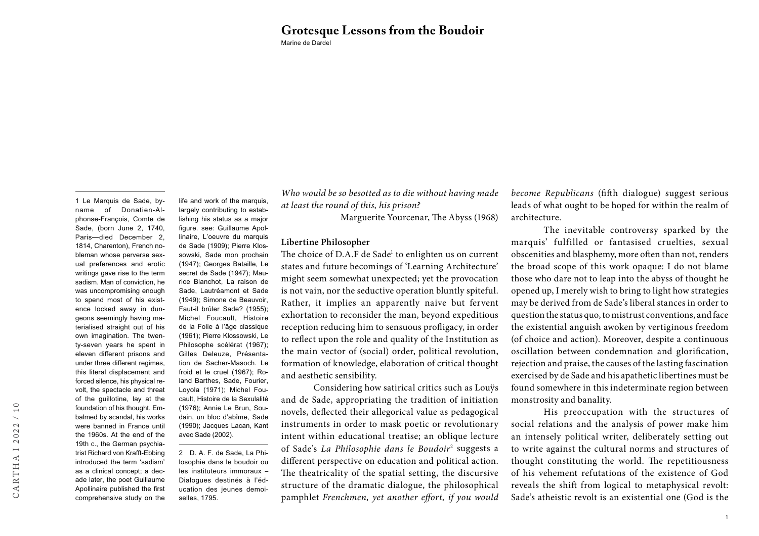# Grotesque Lessons from the Boudoir

Marine de Dardel

*Who would be so besotted as to die without having made at least the round of this, his prison?*

Marguerite Yourcenar, The Abyss (1968)

## Libertine Philosopher

The choice of D.A.F de Sade[1] to enlighten us on current states and future becomings of 'Learning Architecture' might seem somewhat unexpected; yet the provocation is not vain, nor the seductive operation bluntly spiteful. Rather, it implies an apparently naive but fervent exhortation to reconsider the man, beyond expeditious reception reducing him to sensuous profligacy, in order to reflect upon the role and quality of the Institution as the main vector of (social) order, political revolution, formation of knowledge, elaboration of critical thought and aesthetic sensibility.

Considering how satirical critics such as Louÿs and de Sade, appropriating the tradition of initiation novels, deflected their allegorical value as pedagogical instruments in order to mask poetic or revolutionary intent within educational treatise; an oblique lecture of Sade's *La Philosophie dans le Boudoir*[2] suggests a different perspective on education and political action. The theatricality of the spatial setting, the discursive structure of the dramatic dialogue, the philosophical pamphlet *Frenchmen, yet another effort, if you would become Republicans* (fifth dialogue) suggest serious leads of what ought to be hoped for within the realm of architecture.

The inevitable controversy sparked by the marquis' fulfilled or fantasised cruelties, sexual obscenities and blasphemy, more often than not, renders the broad scope of this work opaque: I do not blame those who dare not to leap into the abyss of thought he opened up, I merely wish to bring to light how strategies may be derived from de Sade's liberal stances in order to question the status quo, to mistrust conventions, and face the existential anguish awoken by vertiginous freedom (of choice and action). Moreover, despite a continuous oscillation between condemnation and glorification, rejection and praise, the causes of the lasting fascination exercised by de Sade and his apathetic libertines must be found somewhere in this indeterminate region between monstrosity and banality.

His preoccupation with the structures of social relations and the analysis of power make him an intensely political writer, deliberately setting out to write against the cultural norms and structures of thought constituting the world. The repetitiousness of his vehement refutations of the existence of God reveals the shift from logical to metaphysical revolt: Sade's atheistic revolt is an existential one (God is the

---

1 Le Marquis de Sade, byname of Donatien-Alphonse-François, Comte de Sade, (born June 2, 1740, Paris—died December 2, 1814, Charenton), French nobleman whose perverse sexual preferences and erotic writings gave rise to the term sadism. Man of conviction, he was uncompromising enough to spend most of his existence locked away in dungeons seemingly having materialised straight out of his own imagination. The twenty-seven years he spent in eleven different prisons and under three different regimes, this literal displacement and forced silence, his physical revolt, the spectacle and threat of the guillotine, lay at the foundation of his thought. Embalmed by scandal, his works were banned in France until the 1960s. At the end of the 19th c., the German psychiatrist Richard von Krafft-Ebbing introduced the term 'sadism' as a clinical concept; a decade later, the poet Guillaume Apollinaire published the first comprehensive study on the life and work of the marquis, largely contributing to establishing his status as a major figure. see: Guillaume Apollinaire, L'oeuvre du marquis de Sade (1909); Pierre Klossowski, Sade mon prochain (1947); Georges Bataille, Le secret de Sade (1947); Maurice Blanchot, La raison de Sade, Lautréamont et Sade (1949); Simone de Beauvoir, Faut-il brûler Sade? (1955); Michel Foucault, Histoire de la Folie à l'âge classique (1961); Pierre Klossowski, Le Philosophe scélérat (1967); Gilles Deleuze, Présentation de Sacher-Masoch. Le froid et le cruel (1967); Roland Barthes, Sade, Fourier, Loyola (1971); Michel Foucault, Histoire de la Sexulalité (1976); Annie Le Brun, Soudain, un bloc d'abîme, Sade (1990); Jacques Lacan, Kant avec Sade (2002).

2 D. A. F. de Sade, La Philosophie dans le boudoir ou les instituteurs immoraux – Dialogues destinés à l'éducation des jeunes demoiselles, 1795.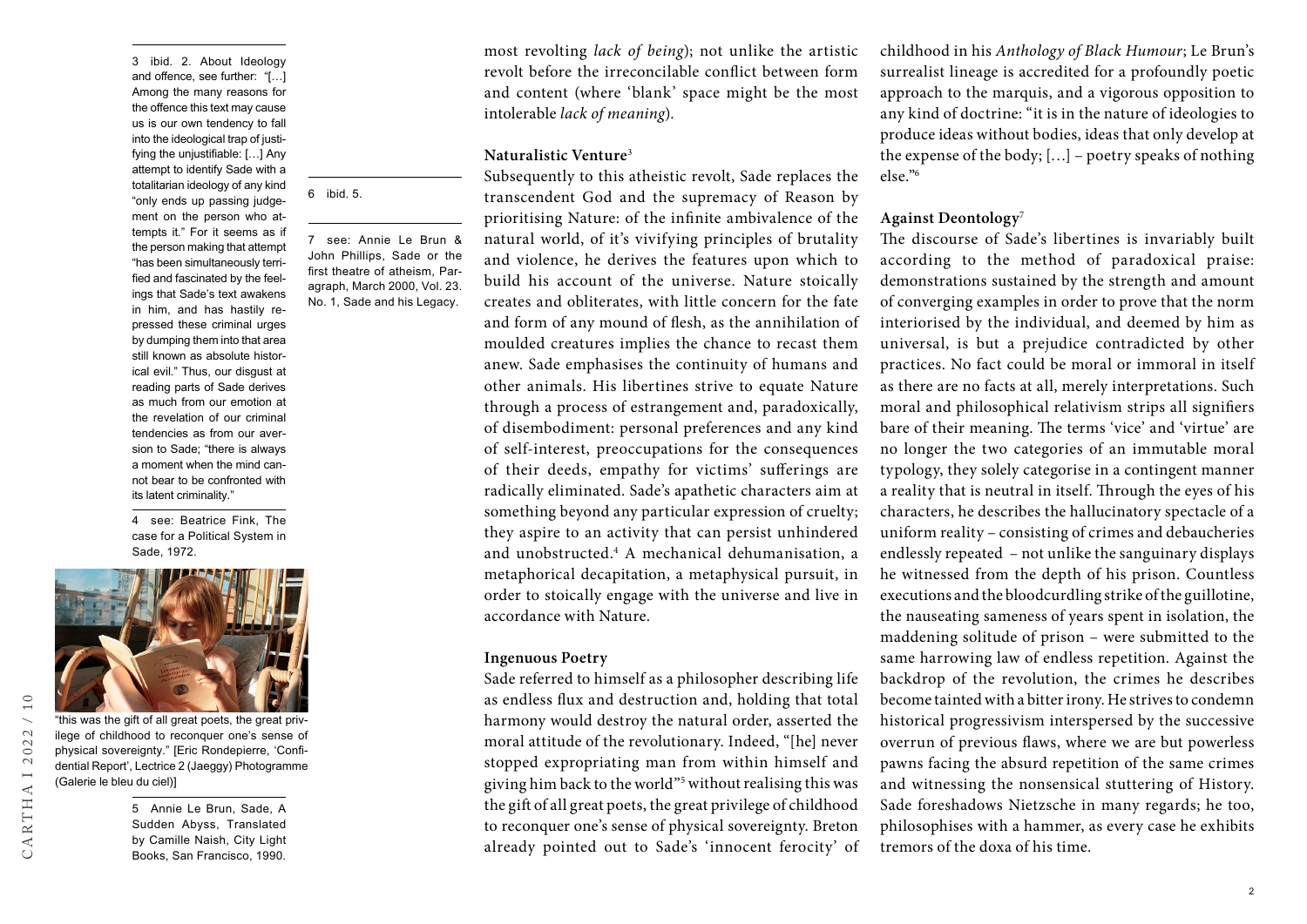most revolting *lack of being*); not unlike the artistic revolt before the irreconcilable conflict between form and content (where 'blank' space might be the most intolerable *lack of meaning*).

### Naturalistic Venture[3]

Subsequently to this atheistic revolt, Sade replaces the transcendent God and the supremacy of Reason by prioritising Nature: of the infinite ambivalence of the natural world, of it's vivifying principles of brutality and violence, he derives the features upon which to build his account of the universe. Nature stoically creates and obliterates, with little concern for the fate and form of any mound of flesh, as the annihilation of moulded creatures implies the chance to recast them anew. Sade emphasises the continuity of humans and other animals. His libertines strive to equate Nature through a process of estrangement and, paradoxically, of disembodiment: personal preferences and any kind of self-interest, preoccupations for the consequences of their deeds, empathy for victims' sufferings are radically eliminated. Sade's apathetic characters aim at something beyond any particular expression of cruelty; they aspire to an activity that can persist unhindered and unobstructed.[4] A mechanical dehumanisation, a metaphorical decapitation, a metaphysical pursuit, in order to stoically engage with the universe and live in accordance with Nature.

### Ingenuous Poetry

Sade referred to himself as a philosopher describing life as endless flux and destruction and, holding that total harmony would destroy the natural order, asserted the moral attitude of the revolutionary. Indeed, "[he] never stopped expropriating man from within himself and giving him back to the world"[5] without realising this was the gift of all great poets, the great privilege of childhood to reconquer one's sense of physical sovereignty. Breton already pointed out to Sade's 'innocent ferocity' of childhood in his *Anthology of Black Humour*; Le Brun's surrealist lineage is accredited for a profoundly poetic approach to the marquis, and a vigorous opposition to any kind of doctrine: "it is in the nature of ideologies to produce ideas without bodies, ideas that only develop at the expense of the body; […] – poetry speaks of nothing else."[6]

### Against Deontology[7]

The discourse of Sade's libertines is invariably built according to the method of paradoxical praise: demonstrations sustained by the strength and amount of converging examples in order to prove that the norm interiorised by the individual, and deemed by him as universal, is but a prejudice contradicted by other practices. No fact could be moral or immoral in itself as there are no facts at all, merely interpretations. Such moral and philosophical relativism strips all signifiers bare of their meaning. The terms 'vice' and 'virtue' are no longer the two categories of an immutable moral typology, they solely categorise in a contingent manner a reality that is neutral in itself. Through the eyes of his characters, he describes the hallucinatory spectacle of a uniform reality – consisting of crimes and debaucheries endlessly repeated – not unlike the sanguinary displays he witnessed from the depth of his prison. Countless executions and the bloodcurdling strike of the guillotine, the nauseating sameness of years spent in isolation, the maddening solitude of prison – were submitted to the same harrowing law of endless repetition. Against the backdrop of the revolution, the crimes he describes become tainted with a bitter irony. He strives to condemn historical progressivism interspersed by the successive overrun of previous flaws, where we are but powerless pawns facing the absurd repetition of the same crimes and witnessing the nonsensical stuttering of History. Sade foreshadows Nietzsche in many regards; he too, philosophises with a hammer, as every case he exhibits tremors of the doxa of his time.

---

3 ibid. 2. About Ideology and offence, see further: "[…] Among the many reasons for the offence this text may cause us is our own tendency to fall into the ideological trap of justifying the unjustifiable: […] Any attempt to identify Sade with a totalitarian ideology of any kind "only ends up passing judgement on the person who attempts it." For it seems as if the person making that attempt "has been simultaneously terrified and fascinated by the feelings that Sade's text awakens in him, and has hastily repressed these criminal urges by dumping them into that area still known as absolute historical evil." Thus, our disgust at reading parts of Sade derives as much from our emotion at the revelation of our criminal tendencies as from our aversion to Sade; "there is always a moment when the mind cannot bear to be confronted with its latent criminality."

4 see: Beatrice Fink, The case for a Political System in Sade, 1972.

"this was the gift of all great poets, the great privilege of childhood to reconquer one's sense of physical sovereignty." [Eric Rondepierre, 'Confidential Report', Lectrice 2 (Jaeggy) Photogramme (Galerie le bleu du ciel)]

5 Annie Le Brun, Sade, A Sudden Abyss, Translated by Camille Naish, City Light Books, San Francisco, 1990.

6 ibid. 5.

7 see: Annie Le Brun & John Phillips, Sade or the first theatre of atheism, Paragraph, March 2000, Vol. 23. No. 1, Sade and his Legacy.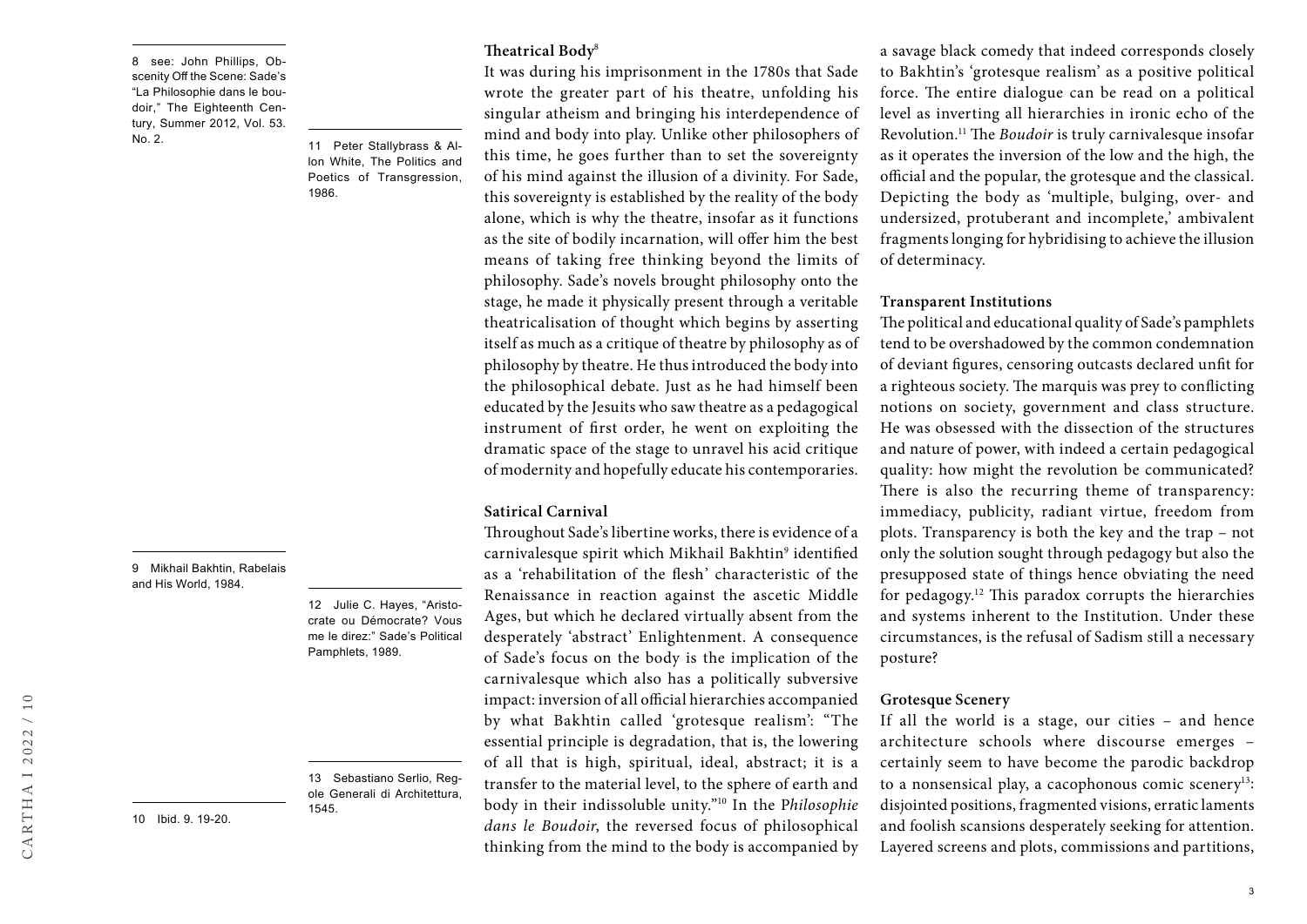### Theatrical Body[8]

It was during his imprisonment in the 1780s that Sade wrote the greater part of his theatre, unfolding his singular atheism and bringing his interdependence of mind and body into play. Unlike other philosophers of this time, he goes further than to set the sovereignty of his mind against the illusion of a divinity. For Sade, this sovereignty is established by the reality of the body alone, which is why the theatre, insofar as it functions as the site of bodily incarnation, will offer him the best means of taking free thinking beyond the limits of philosophy. Sade's novels brought philosophy onto the stage, he made it physically present through a veritable theatricalisation of thought which begins by asserting itself as much as a critique of theatre by philosophy as of philosophy by theatre. He thus introduced the body into the philosophical debate. Just as he had himself been educated by the Jesuits who saw theatre as a pedagogical instrument of first order, he went on exploiting the dramatic space of the stage to unravel his acid critique of modernity and hopefully educate his contemporaries.

### Satirical Carnival

Throughout Sade's libertine works, there is evidence of a carnivalesque spirit which Mikhail Bakhtin[9] identified as a 'rehabilitation of the flesh' characteristic of the Renaissance in reaction against the ascetic Middle Ages, but which he declared virtually absent from the desperately 'abstract' Enlightenment. A consequence of Sade's focus on the body is the implication of the carnivalesque which also has a politically subversive impact: inversion of all official hierarchies accompanied by what Bakhtin called 'grotesque realism': "The essential principle is degradation, that is, the lowering of all that is high, spiritual, ideal, abstract; it is a transfer to the material level, to the sphere of earth and body in their indissoluble unity."[10] In the P*hilosophie dans le Boudoir*, the reversed focus of philosophical thinking from the mind to the body is accompanied by a savage black comedy that indeed corresponds closely to Bakhtin's 'grotesque realism' as a positive political force. The entire dialogue can be read on a political level as inverting all hierarchies in ironic echo of the Revolution.[11] The *Boudoir* is truly carnivalesque insofar as it operates the inversion of the low and the high, the official and the popular, the grotesque and the classical. Depicting the body as 'multiple, bulging, over- and undersized, protuberant and incomplete,' ambivalent fragments longing for hybridising to achieve the illusion of determinacy.

### Transparent Institutions

The political and educational quality of Sade's pamphlets tend to be overshadowed by the common condemnation of deviant figures, censoring outcasts declared unfit for a righteous society. The marquis was prey to conflicting notions on society, government and class structure. He was obsessed with the dissection of the structures and nature of power, with indeed a certain pedagogical quality: how might the revolution be communicated? There is also the recurring theme of transparency: immediacy, publicity, radiant virtue, freedom from plots. Transparency is both the key and the trap – not only the solution sought through pedagogy but also the presupposed state of things hence obviating the need for pedagogy.[12] This paradox corrupts the hierarchies and systems inherent to the Institution. Under these circumstances, is the refusal of Sadism still a necessary posture?

### Grotesque Scenery

If all the world is a stage, our cities – and hence architecture schools where discourse emerges – certainly seem to have become the parodic backdrop to a nonsensical play, a cacophonous comic scenery[13]: disjointed positions, fragmented visions, erratic laments and foolish scansions desperately seeking for attention. Layered screens and plots, commissions and partitions,

---

8 see: John Phillips, Obscenity Off the Scene: Sade's "La Philosophie dans le boudoir," The Eighteenth Century, Summer 2012, Vol. 53. No. 2.

9 Mikhail Bakhtin, Rabelais and His World, 1984.

10 Ibid. 9. 19-20.

11 Peter Stallybrass & Allon White, The Politics and Poetics of Transgression, 1986.

12 Julie C. Hayes, "Aristocrate ou Démocrate? Vous me le direz:" Sade's Political Pamphlets, 1989.

13 Sebastiano Serlio, Regole Generali di Architettura, 1545.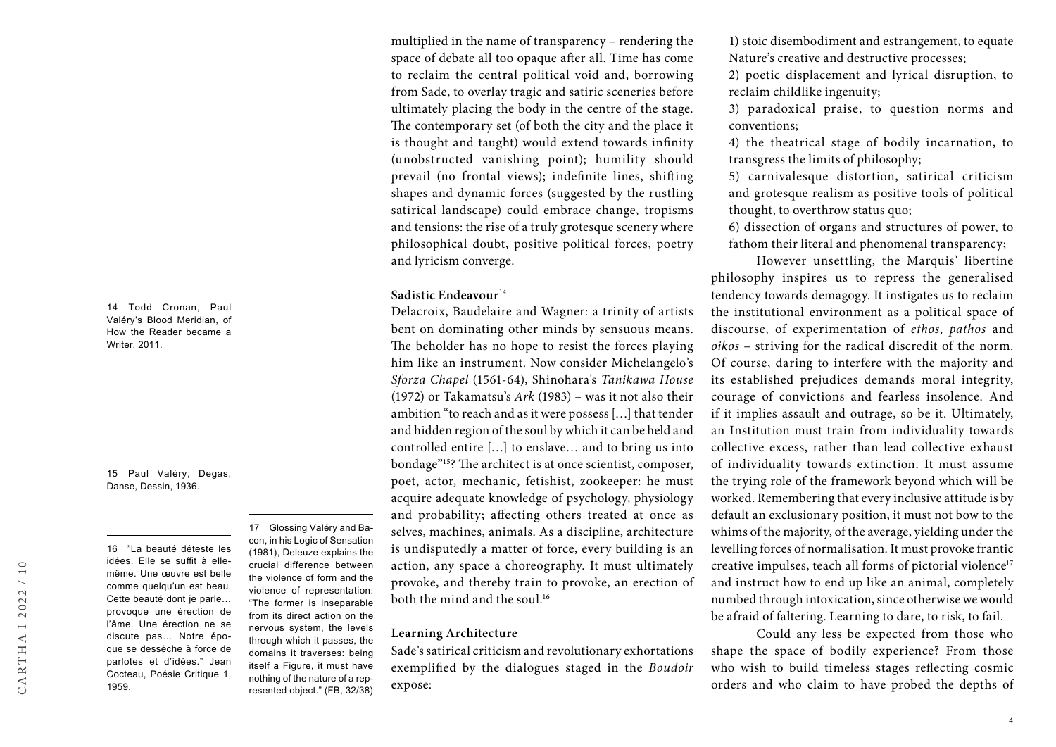multiplied in the name of transparency – rendering the space of debate all too opaque after all. Time has come to reclaim the central political void and, borrowing from Sade, to overlay tragic and satiric sceneries before ultimately placing the body in the centre of the stage. The contemporary set (of both the city and the place it is thought and taught) would extend towards infinity (unobstructed vanishing point); humility should prevail (no frontal views); indefinite lines, shifting shapes and dynamic forces (suggested by the rustling satirical landscape) could embrace change, tropisms and tensions: the rise of a truly grotesque scenery where philosophical doubt, positive political forces, poetry and lyricism converge.

### Sadistic Endeavour[14]

Delacroix, Baudelaire and Wagner: a trinity of artists bent on dominating other minds by sensuous means. The beholder has no hope to resist the forces playing him like an instrument. Now consider Michelangelo's *Sforza Chapel* (1561-64), Shinohara's *Tanikawa House* (1972) or Takamatsu's *Ark* (1983) – was it not also their ambition "to reach and as it were possess […] that tender and hidden region of the soul by which it can be held and controlled entire […] to enslave… and to bring us into bondage"[15]? The architect is at once scientist, composer, poet, actor, mechanic, fetishist, zookeeper: he must acquire adequate knowledge of psychology, physiology and probability; affecting others treated at once as selves, machines, animals. As a discipline, architecture is undisputedly a matter of force, every building is an action, any space a choreography. It must ultimately provoke, and thereby train to provoke, an erection of both the mind and the soul.[16]

### Learning Architecture

Sade's satirical criticism and revolutionary exhortations exemplified by the dialogues staged in the *Boudoir* expose:

1) stoic disembodiment and estrangement, to equate Nature's creative and destructive processes;
2) poetic displacement and lyrical disruption, to reclaim childlike ingenuity;
3) paradoxical praise, to question norms and conventions;
4) the theatrical stage of bodily incarnation, to transgress the limits of philosophy;
5) carnivalesque distortion, satirical criticism and grotesque realism as positive tools of political thought, to overthrow status quo;
6) dissection of organs and structures of power, to fathom their literal and phenomenal transparency;

However unsettling, the Marquis' libertine philosophy inspires us to repress the generalised tendency towards demagogy. It instigates us to reclaim the institutional environment as a political space of discourse, of experimentation of *ethos*, *pathos* and *oikos* – striving for the radical discredit of the norm. Of course, daring to interfere with the majority and its established prejudices demands moral integrity, courage of convictions and fearless insolence. And if it implies assault and outrage, so be it. Ultimately, an Institution must train from individuality towards collective excess, rather than lead collective exhaust of individuality towards extinction. It must assume the trying role of the framework beyond which will be worked. Remembering that every inclusive attitude is by default an exclusionary position, it must not bow to the whims of the majority, of the average, yielding under the levelling forces of normalisation. It must provoke frantic creative impulses, teach all forms of pictorial violence[17] and instruct how to end up like an animal, completely numbed through intoxication, since otherwise we would be afraid of faltering. Learning to dare, to risk, to fail.

Could any less be expected from those who shape the space of bodily experience? From those who wish to build timeless stages reflecting cosmic orders and who claim to have probed the depths of

---

14 Todd Cronan, Paul Valéry's Blood Meridian, of How the Reader became a Writer, 2011.

15 Paul Valéry, Degas, Danse, Dessin, 1936.

16 "La beauté déteste les idées. Elle se suffit à elle-même. Une œuvre est belle comme quelqu'un est beau. Cette beauté dont je parle… provoque une érection de l'âme. Une érection ne se discute pas… Notre époque se dessèche à force de parlotes et d'idées." Jean Cocteau, Poésie Critique 1, 1959.

17 Glossing Valéry and Bacon, in his Logic of Sensation (1981), Deleuze explains the crucial difference between the violence of form and the violence of representation: "The former is inseparable from its direct action on the nervous system, the levels through which it passes, the domains it traverses: being itself a Figure, it must have nothing of the nature of a represented object." (FB, 32/38)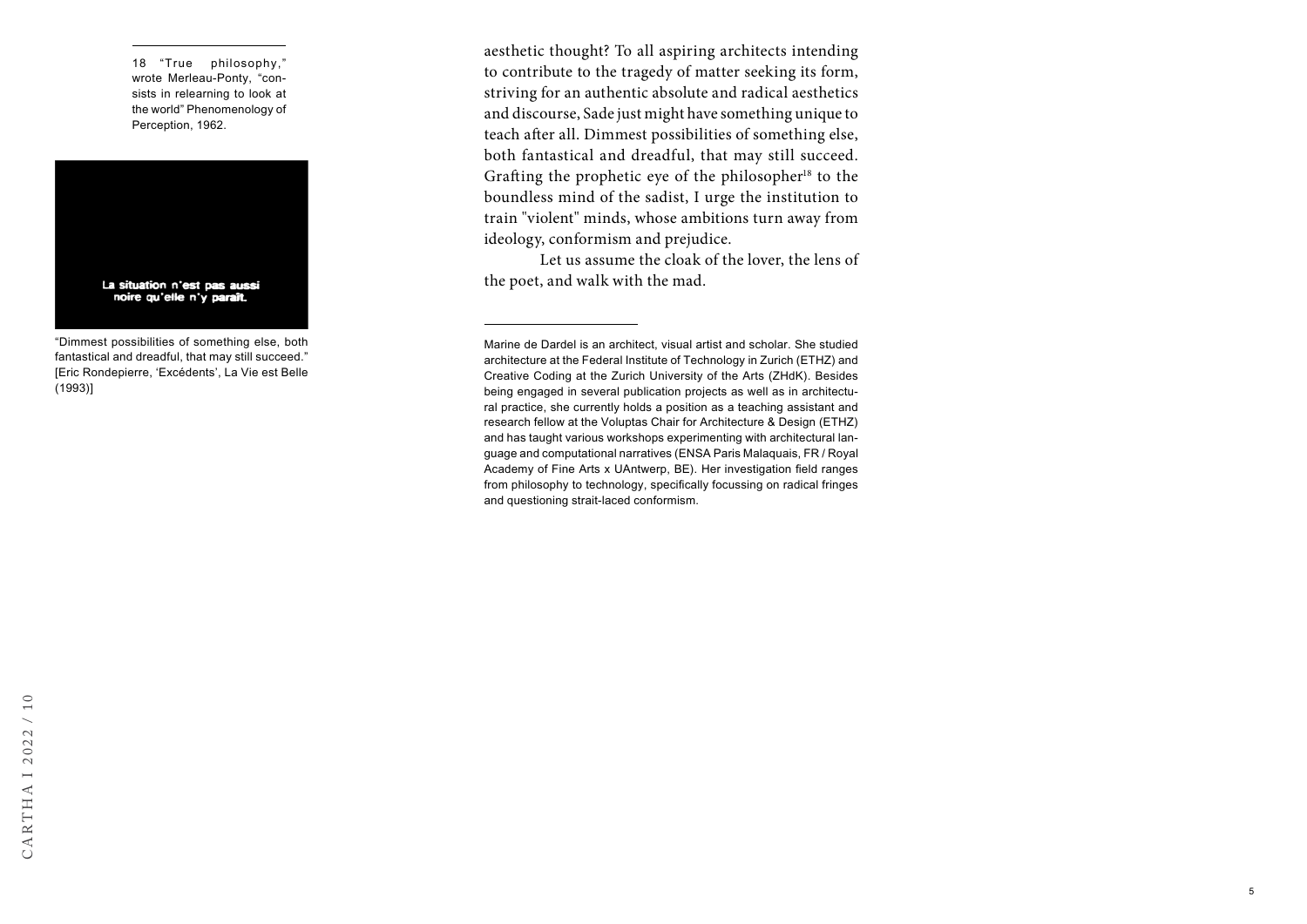aesthetic thought? To all aspiring architects intending to contribute to the tragedy of matter seeking its form, striving for an authentic absolute and radical aesthetics and discourse, Sade just might have something unique to teach after all. Dimmest possibilities of something else, both fantastical and dreadful, that may still succeed. Grafting the prophetic eye of the philosopher[18] to the boundless mind of the sadist, I urge the institution to train "violent" minds, whose ambitions turn away from ideology, conformism and prejudice.

Let us assume the cloak of the lover, the lens of the poet, and walk with the mad.

18 "True philosophy," wrote Merleau-Ponty, "consists in relearning to look at the world" Phenomenology of Perception, 1962.

La situation n'est pas aussi noire qu'elle n'y paraît.

"Dimmest possibilities of something else, both fantastical and dreadful, that may still succeed." [Eric Rondepierre, 'Excédents', La Vie est Belle (1993)]

---

Marine de Dardel is an architect, visual artist and scholar. She studied architecture at the Federal Institute of Technology in Zurich (ETHZ) and Creative Coding at the Zurich University of the Arts (ZHdK). Besides being engaged in several publication projects as well as in architectural practice, she currently holds a position as a teaching assistant and research fellow at the Voluptas Chair for Architecture & Design (ETHZ) and has taught various workshops experimenting with architectural language and computational narratives (ENSA Paris Malaquais, FR / Royal Academy of Fine Arts x UAntwerp, BE). Her investigation field ranges from philosophy to technology, specifically focussing on radical fringes and questioning strait-laced conformism.